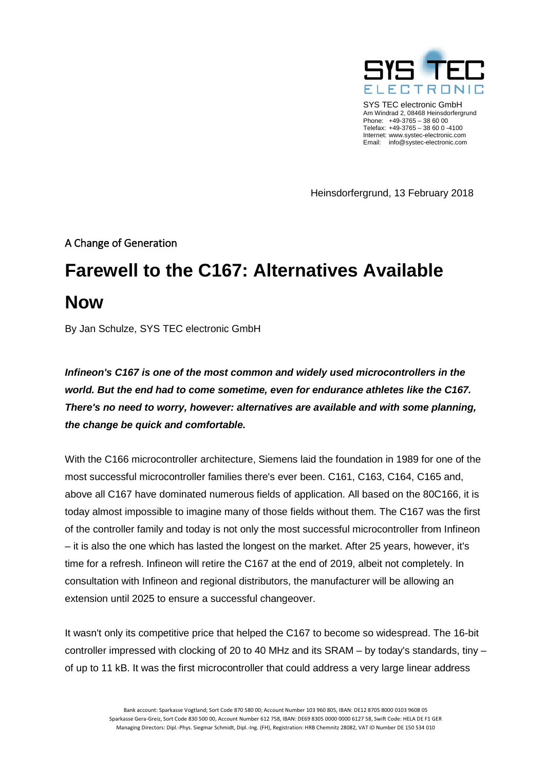SYS TEC electronic GmbH
Am Windrad 2, 08468 Heinsdorfergrund
Phone: +49-3765 – 38 60 00
Telefax: +49-3765 – 38 60 0 -4100
Internet: www.systec-electronic.com
Email: info@systec-electronic.com

Heinsdorfergrund, 13 February 2018

A Change of Generation

# Farewell to the C167: Alternatives Available Now

By Jan Schulze, SYS TEC electronic GmbH

***Infineon's C167 is one of the most common and widely used microcontrollers in the world. But the end had to come sometime, even for endurance athletes like the C167. There's no need to worry, however: alternatives are available and with some planning, the change be quick and comfortable.***

With the C166 microcontroller architecture, Siemens laid the foundation in 1989 for one of the most successful microcontroller families there's ever been. C161, C163, C164, C165 and, above all C167 have dominated numerous fields of application. All based on the 80C166, it is today almost impossible to imagine many of those fields without them. The C167 was the first of the controller family and today is not only the most successful microcontroller from Infineon – it is also the one which has lasted the longest on the market. After 25 years, however, it's time for a refresh. Infineon will retire the C167 at the end of 2019, albeit not completely. In consultation with Infineon and regional distributors, the manufacturer will be allowing an extension until 2025 to ensure a successful changeover.

It wasn't only its competitive price that helped the C167 to become so widespread. The 16-bit controller impressed with clocking of 20 to 40 MHz and its SRAM – by today's standards, tiny – of up to 11 kB. It was the first microcontroller that could address a very large linear address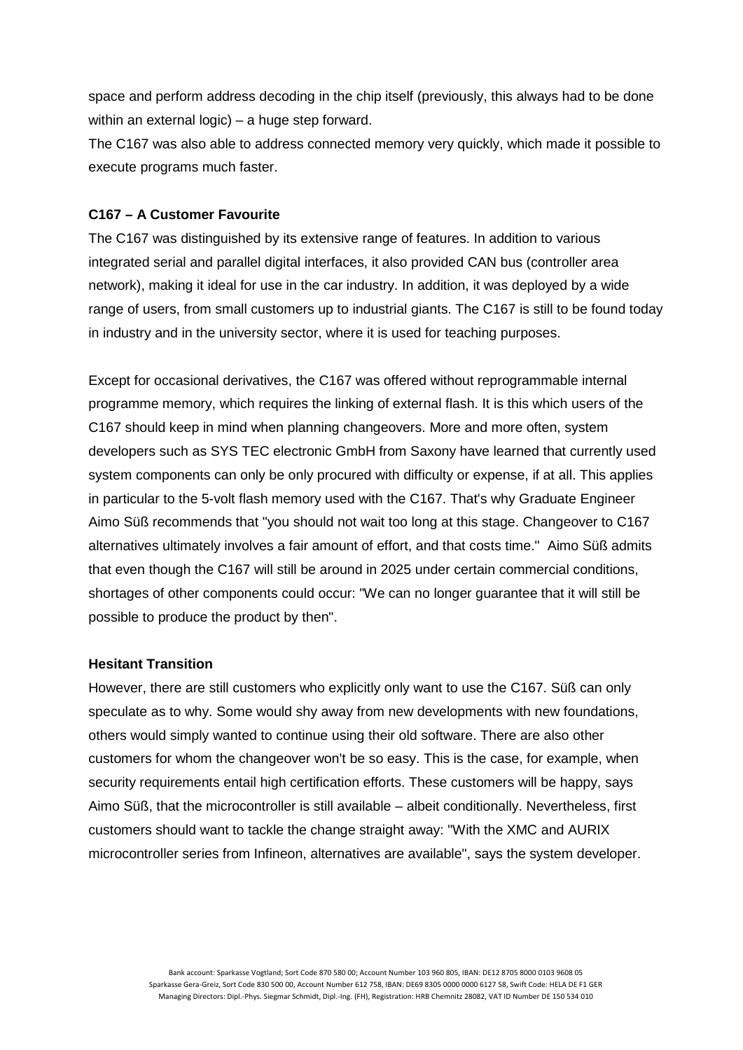space and perform address decoding in the chip itself (previously, this always had to be done within an external logic) – a huge step forward.
The C167 was also able to address connected memory very quickly, which made it possible to execute programs much faster.

**C167 – A Customer Favourite**

The C167 was distinguished by its extensive range of features. In addition to various integrated serial and parallel digital interfaces, it also provided CAN bus (controller area network), making it ideal for use in the car industry. In addition, it was deployed by a wide range of users, from small customers up to industrial giants. The C167 is still to be found today in industry and in the university sector, where it is used for teaching purposes.

Except for occasional derivatives, the C167 was offered without reprogrammable internal programme memory, which requires the linking of external flash. It is this which users of the C167 should keep in mind when planning changeovers. More and more often, system developers such as SYS TEC electronic GmbH from Saxony have learned that currently used system components can only be only procured with difficulty or expense, if at all. This applies in particular to the 5-volt flash memory used with the C167. That's why Graduate Engineer Aimo Süß recommends that "you should not wait too long at this stage. Changeover to C167 alternatives ultimately involves a fair amount of effort, and that costs time." Aimo Süß admits that even though the C167 will still be around in 2025 under certain commercial conditions, shortages of other components could occur: "We can no longer guarantee that it will still be possible to produce the product by then".

**Hesitant Transition**

However, there are still customers who explicitly only want to use the C167. Süß can only speculate as to why. Some would shy away from new developments with new foundations, others would simply wanted to continue using their old software. There are also other customers for whom the changeover won't be so easy. This is the case, for example, when security requirements entail high certification efforts. These customers will be happy, says Aimo Süß, that the microcontroller is still available – albeit conditionally. Nevertheless, first customers should want to tackle the change straight away: "With the XMC and AURIX microcontroller series from Infineon, alternatives are available", says the system developer.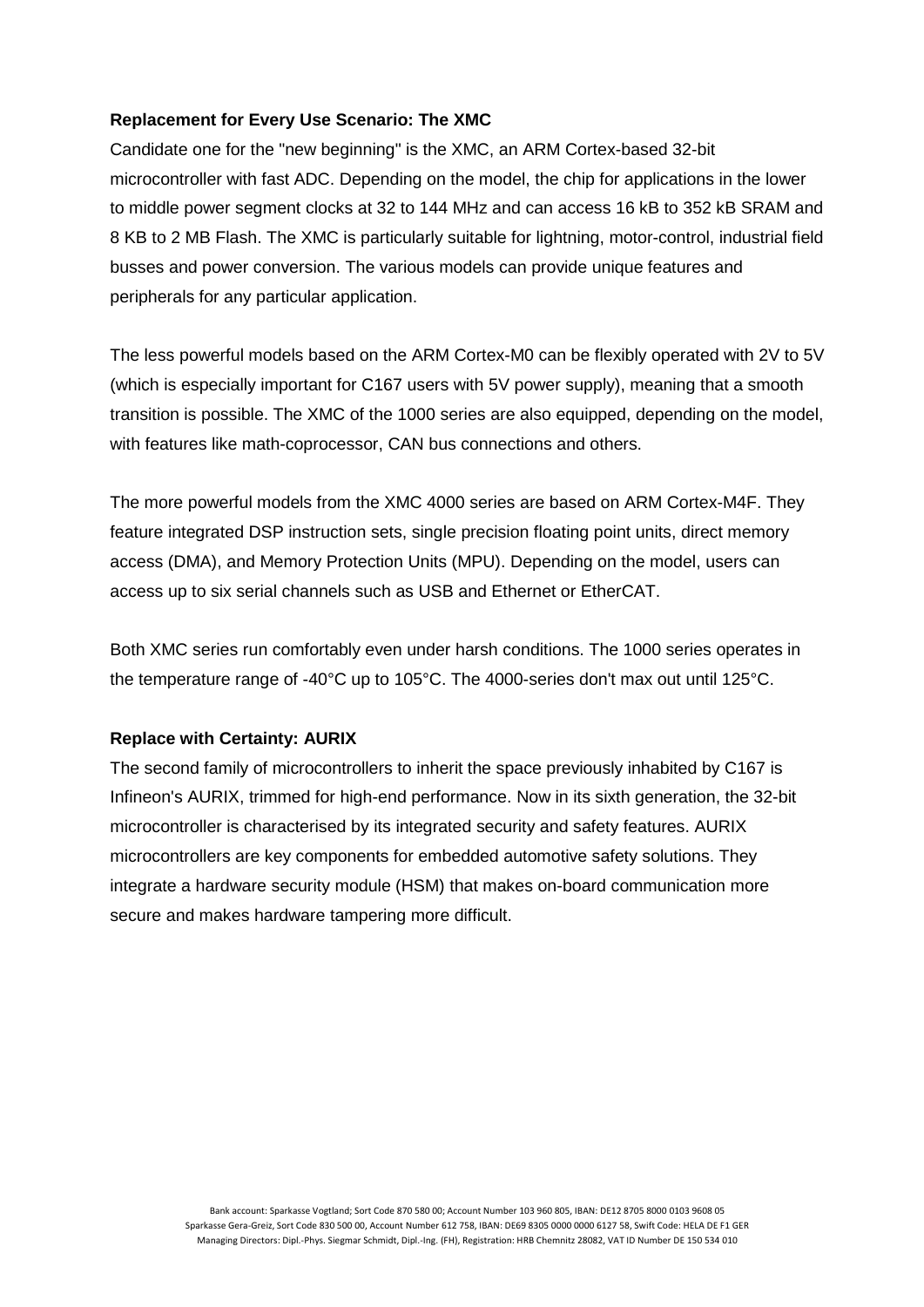**Replacement for Every Use Scenario: The XMC**

Candidate one for the "new beginning" is the XMC, an ARM Cortex-based 32-bit microcontroller with fast ADC. Depending on the model, the chip for applications in the lower to middle power segment clocks at 32 to 144 MHz and can access 16 kB to 352 kB SRAM and 8 KB to 2 MB Flash. The XMC is particularly suitable for lightning, motor-control, industrial field busses and power conversion. The various models can provide unique features and peripherals for any particular application.

The less powerful models based on the ARM Cortex-M0 can be flexibly operated with 2V to 5V (which is especially important for C167 users with 5V power supply), meaning that a smooth transition is possible. The XMC of the 1000 series are also equipped, depending on the model, with features like math-coprocessor, CAN bus connections and others.

The more powerful models from the XMC 4000 series are based on ARM Cortex-M4F. They feature integrated DSP instruction sets, single precision floating point units, direct memory access (DMA), and Memory Protection Units (MPU). Depending on the model, users can access up to six serial channels such as USB and Ethernet or EtherCAT.

Both XMC series run comfortably even under harsh conditions. The 1000 series operates in the temperature range of -40°C up to 105°C. The 4000-series don't max out until 125°C.

**Replace with Certainty: AURIX**

The second family of microcontrollers to inherit the space previously inhabited by C167 is Infineon's AURIX, trimmed for high-end performance. Now in its sixth generation, the 32-bit microcontroller is characterised by its integrated security and safety features. AURIX microcontrollers are key components for embedded automotive safety solutions. They integrate a hardware security module (HSM) that makes on-board communication more secure and makes hardware tampering more difficult.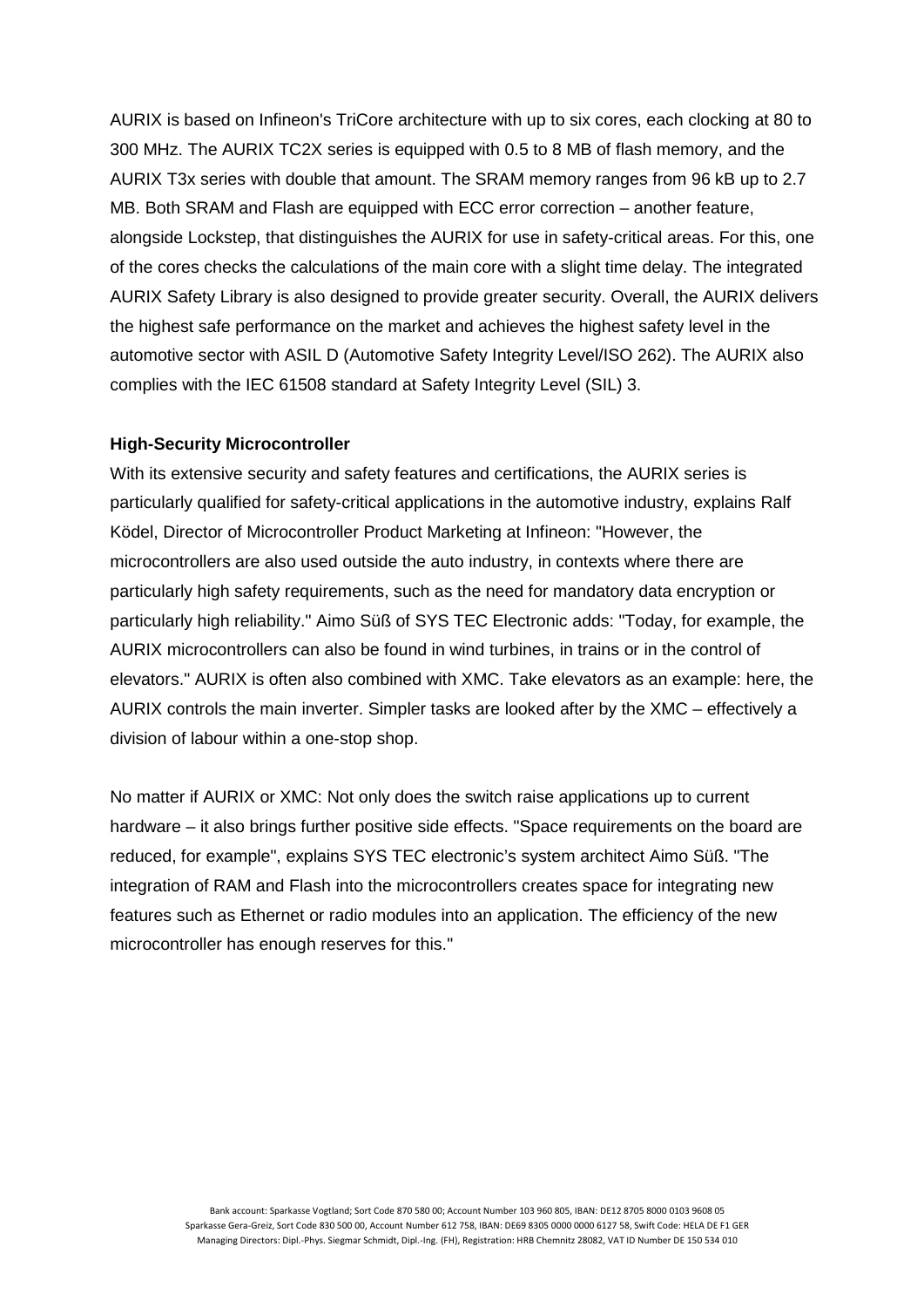AURIX is based on Infineon's TriCore architecture with up to six cores, each clocking at 80 to 300 MHz. The AURIX TC2X series is equipped with 0.5 to 8 MB of flash memory, and the AURIX T3x series with double that amount. The SRAM memory ranges from 96 kB up to 2.7 MB. Both SRAM and Flash are equipped with ECC error correction – another feature, alongside Lockstep, that distinguishes the AURIX for use in safety-critical areas. For this, one of the cores checks the calculations of the main core with a slight time delay. The integrated AURIX Safety Library is also designed to provide greater security. Overall, the AURIX delivers the highest safe performance on the market and achieves the highest safety level in the automotive sector with ASIL D (Automotive Safety Integrity Level/ISO 262). The AURIX also complies with the IEC 61508 standard at Safety Integrity Level (SIL) 3.

**High-Security Microcontroller**

With its extensive security and safety features and certifications, the AURIX series is particularly qualified for safety-critical applications in the automotive industry, explains Ralf Ködel, Director of Microcontroller Product Marketing at Infineon: "However, the microcontrollers are also used outside the auto industry, in contexts where there are particularly high safety requirements, such as the need for mandatory data encryption or particularly high reliability." Aimo Süß of SYS TEC Electronic adds: "Today, for example, the AURIX microcontrollers can also be found in wind turbines, in trains or in the control of elevators." AURIX is often also combined with XMC. Take elevators as an example: here, the AURIX controls the main inverter. Simpler tasks are looked after by the XMC – effectively a division of labour within a one-stop shop.

No matter if AURIX or XMC: Not only does the switch raise applications up to current hardware – it also brings further positive side effects. "Space requirements on the board are reduced, for example", explains SYS TEC electronic's system architect Aimo Süß. "The integration of RAM and Flash into the microcontrollers creates space for integrating new features such as Ethernet or radio modules into an application. The efficiency of the new microcontroller has enough reserves for this."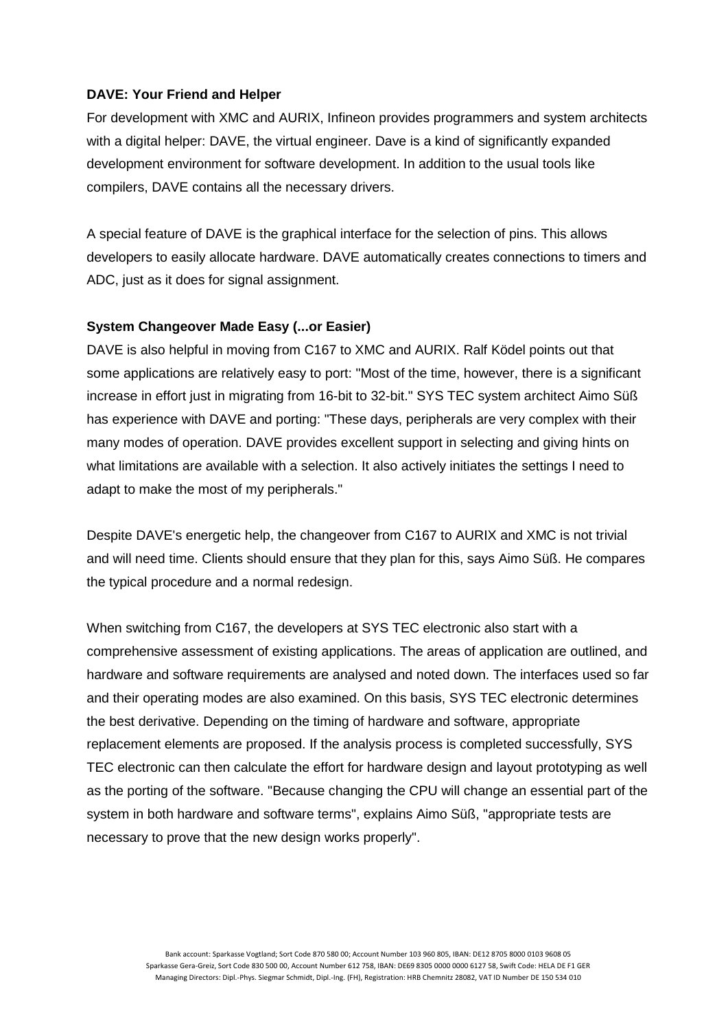**DAVE: Your Friend and Helper**

For development with XMC and AURIX, Infineon provides programmers and system architects with a digital helper: DAVE, the virtual engineer. Dave is a kind of significantly expanded development environment for software development. In addition to the usual tools like compilers, DAVE contains all the necessary drivers.

A special feature of DAVE is the graphical interface for the selection of pins. This allows developers to easily allocate hardware. DAVE automatically creates connections to timers and ADC, just as it does for signal assignment.

**System Changeover Made Easy (...or Easier)**

DAVE is also helpful in moving from C167 to XMC and AURIX. Ralf Ködel points out that some applications are relatively easy to port: "Most of the time, however, there is a significant increase in effort just in migrating from 16-bit to 32-bit." SYS TEC system architect Aimo Süß has experience with DAVE and porting: "These days, peripherals are very complex with their many modes of operation. DAVE provides excellent support in selecting and giving hints on what limitations are available with a selection. It also actively initiates the settings I need to adapt to make the most of my peripherals."

Despite DAVE's energetic help, the changeover from C167 to AURIX and XMC is not trivial and will need time. Clients should ensure that they plan for this, says Aimo Süß. He compares the typical procedure and a normal redesign.

When switching from C167, the developers at SYS TEC electronic also start with a comprehensive assessment of existing applications. The areas of application are outlined, and hardware and software requirements are analysed and noted down. The interfaces used so far and their operating modes are also examined. On this basis, SYS TEC electronic determines the best derivative. Depending on the timing of hardware and software, appropriate replacement elements are proposed. If the analysis process is completed successfully, SYS TEC electronic can then calculate the effort for hardware design and layout prototyping as well as the porting of the software. "Because changing the CPU will change an essential part of the system in both hardware and software terms", explains Aimo Süß, "appropriate tests are necessary to prove that the new design works properly".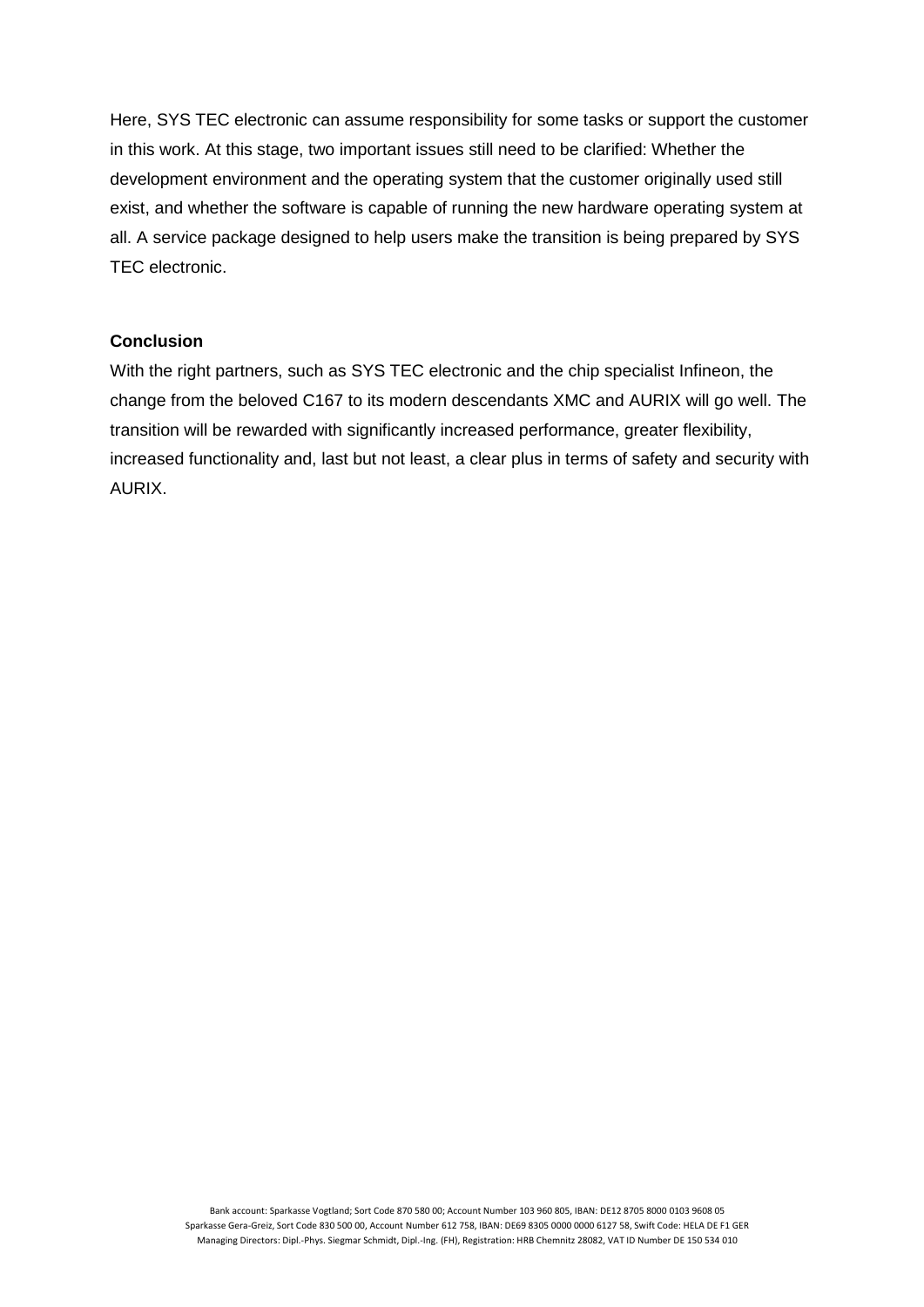Here, SYS TEC electronic can assume responsibility for some tasks or support the customer in this work. At this stage, two important issues still need to be clarified: Whether the development environment and the operating system that the customer originally used still exist, and whether the software is capable of running the new hardware operating system at all. A service package designed to help users make the transition is being prepared by SYS TEC electronic.

**Conclusion**

With the right partners, such as SYS TEC electronic and the chip specialist Infineon, the change from the beloved C167 to its modern descendants XMC and AURIX will go well. The transition will be rewarded with significantly increased performance, greater flexibility, increased functionality and, last but not least, a clear plus in terms of safety and security with AURIX.